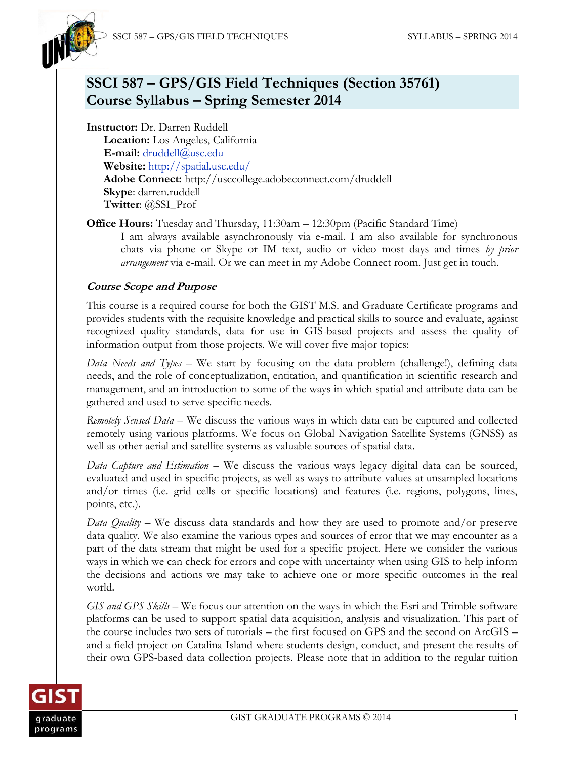# SSCI 587 – GPS/GIS Field Techniques (Section 35761)
# Course Syllabus – Spring Semester 2014

**Instructor:** Dr. Darren Ruddell

**Location:** Los Angeles, California

**E-mail:** druddell@usc.edu

**Website:** http://spatial.usc.edu/

**Adobe Connect:** http://usccollege.adobeconnect.com/druddell

**Skype**: darren.ruddell

**Twitter**: @SSI_Prof

**Office Hours:** Tuesday and Thursday, 11:30am – 12:30pm (Pacific Standard Time)

I am always available asynchronously via e-mail. I am also available for synchronous chats via phone or Skype or IM text, audio or video most days and times *by prior arrangement* via e-mail. Or we can meet in my Adobe Connect room. Just get in touch.

### *Course Scope and Purpose*

This course is a required course for both the GIST M.S. and Graduate Certificate programs and provides students with the requisite knowledge and practical skills to source and evaluate, against recognized quality standards, data for use in GIS-based projects and assess the quality of information output from those projects. We will cover five major topics:

*Data Needs and Types* – We start by focusing on the data problem (challenge!), defining data needs, and the role of conceptualization, entitation, and quantification in scientific research and management, and an introduction to some of the ways in which spatial and attribute data can be gathered and used to serve specific needs.

*Remotely Sensed Data* – We discuss the various ways in which data can be captured and collected remotely using various platforms. We focus on Global Navigation Satellite Systems (GNSS) as well as other aerial and satellite systems as valuable sources of spatial data.

*Data Capture and Estimation* – We discuss the various ways legacy digital data can be sourced, evaluated and used in specific projects, as well as ways to attribute values at unsampled locations and/or times (i.e. grid cells or specific locations) and features (i.e. regions, polygons, lines, points, etc.).

*Data Quality* – We discuss data standards and how they are used to promote and/or preserve data quality. We also examine the various types and sources of error that we may encounter as a part of the data stream that might be used for a specific project. Here we consider the various ways in which we can check for errors and cope with uncertainty when using GIS to help inform the decisions and actions we may take to achieve one or more specific outcomes in the real world.

*GIS and GPS Skills* – We focus our attention on the ways in which the Esri and Trimble software platforms can be used to support spatial data acquisition, analysis and visualization. This part of the course includes two sets of tutorials – the first focused on GPS and the second on ArcGIS – and a field project on Catalina Island where students design, conduct, and present the results of their own GPS-based data collection projects. Please note that in addition to the regular tuition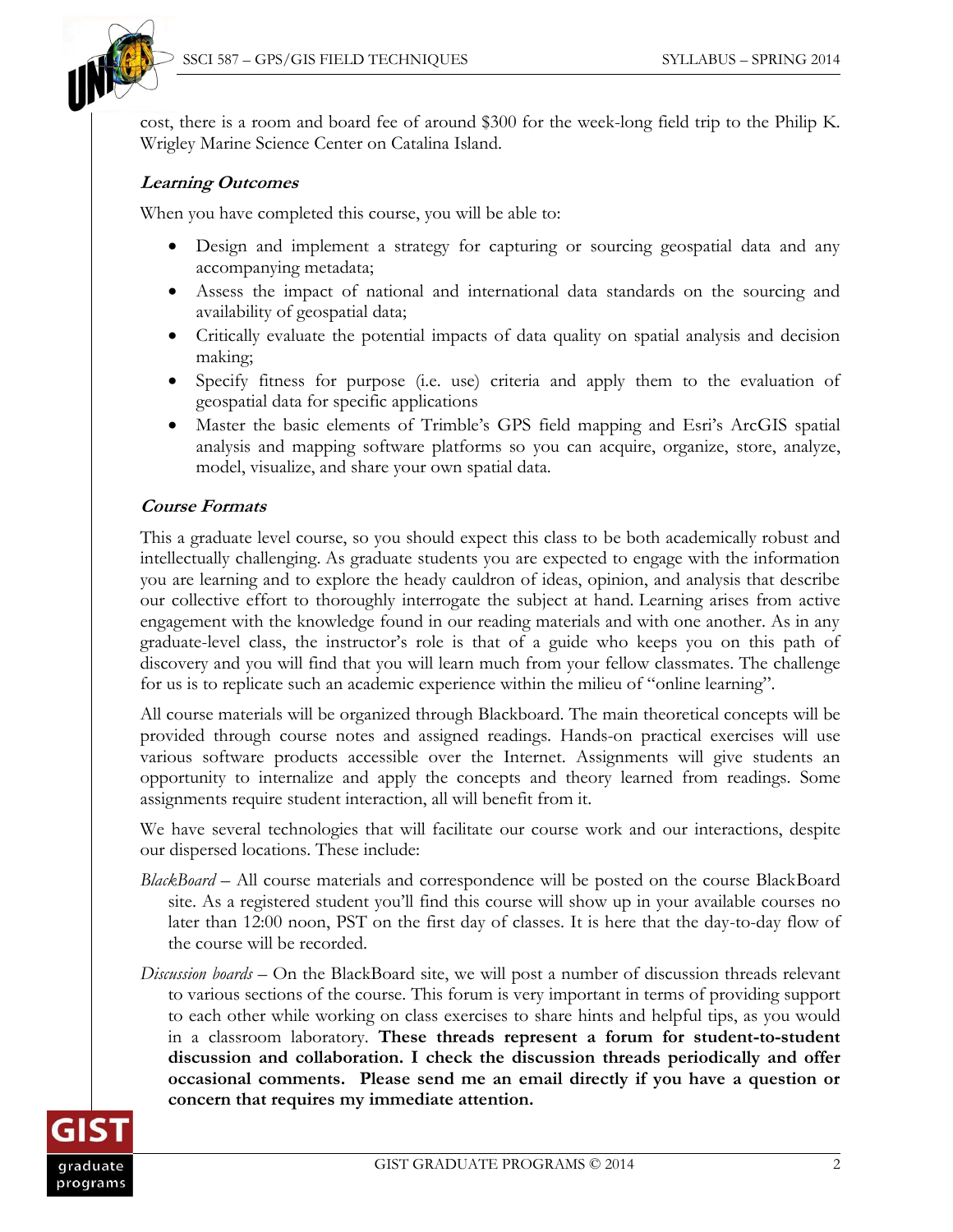cost, there is a room and board fee of around $300 for the week-long field trip to the Philip K. Wrigley Marine Science Center on Catalina Island.

### *Learning Outcomes*

When you have completed this course, you will be able to:

- Design and implement a strategy for capturing or sourcing geospatial data and any accompanying metadata;
- Assess the impact of national and international data standards on the sourcing and availability of geospatial data;
- Critically evaluate the potential impacts of data quality on spatial analysis and decision making;
- Specify fitness for purpose (i.e. use) criteria and apply them to the evaluation of geospatial data for specific applications
- Master the basic elements of Trimble's GPS field mapping and Esri's ArcGIS spatial analysis and mapping software platforms so you can acquire, organize, store, analyze, model, visualize, and share your own spatial data.

### *Course Formats*

This a graduate level course, so you should expect this class to be both academically robust and intellectually challenging. As graduate students you are expected to engage with the information you are learning and to explore the heady cauldron of ideas, opinion, and analysis that describe our collective effort to thoroughly interrogate the subject at hand. Learning arises from active engagement with the knowledge found in our reading materials and with one another. As in any graduate-level class, the instructor's role is that of a guide who keeps you on this path of discovery and you will find that you will learn much from your fellow classmates. The challenge for us is to replicate such an academic experience within the milieu of "online learning".

All course materials will be organized through Blackboard. The main theoretical concepts will be provided through course notes and assigned readings. Hands-on practical exercises will use various software products accessible over the Internet. Assignments will give students an opportunity to internalize and apply the concepts and theory learned from readings. Some assignments require student interaction, all will benefit from it.

We have several technologies that will facilitate our course work and our interactions, despite our dispersed locations. These include:

*BlackBoard* – All course materials and correspondence will be posted on the course BlackBoard site. As a registered student you'll find this course will show up in your available courses no later than 12:00 noon, PST on the first day of classes. It is here that the day-to-day flow of the course will be recorded.

*Discussion boards* – On the BlackBoard site, we will post a number of discussion threads relevant to various sections of the course. This forum is very important in terms of providing support to each other while working on class exercises to share hints and helpful tips, as you would in a classroom laboratory. **These threads represent a forum for student-to-student discussion and collaboration. I check the discussion threads periodically and offer occasional comments. Please send me an email directly if you have a question or concern that requires my immediate attention.**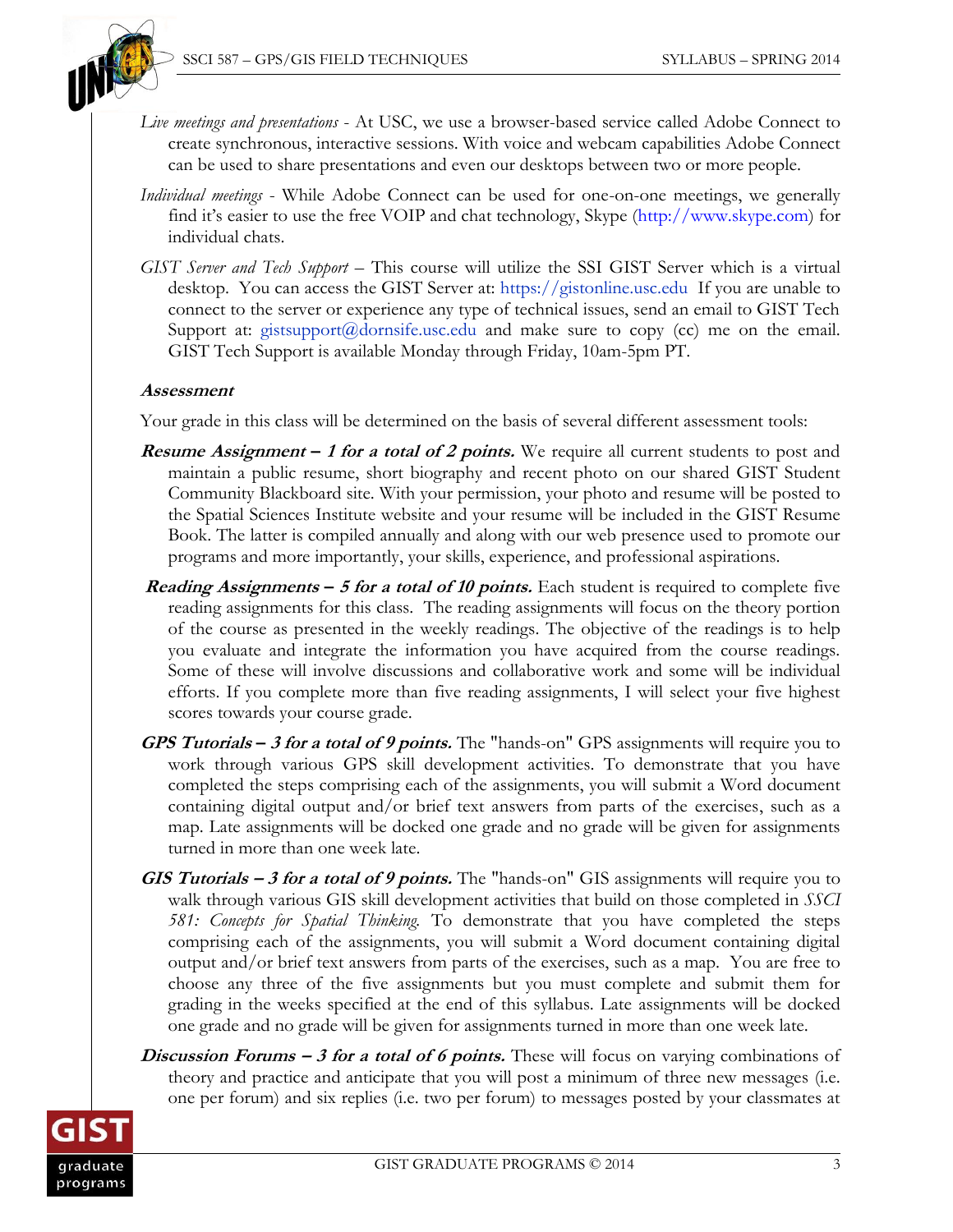*Live meetings and presentations* - At USC, we use a browser-based service called Adobe Connect to create synchronous, interactive sessions. With voice and webcam capabilities Adobe Connect can be used to share presentations and even our desktops between two or more people.

*Individual meetings* - While Adobe Connect can be used for one-on-one meetings, we generally find it's easier to use the free VOIP and chat technology, Skype (http://www.skype.com) for individual chats.

*GIST Server and Tech Support* – This course will utilize the SSI GIST Server which is a virtual desktop. You can access the GIST Server at: https://gistonline.usc.edu If you are unable to connect to the server or experience any type of technical issues, send an email to GIST Tech Support at: gistsupport@dornsife.usc.edu and make sure to copy (cc) me on the email. GIST Tech Support is available Monday through Friday, 10am-5pm PT.

***Assessment***

Your grade in this class will be determined on the basis of several different assessment tools:

***Resume Assignment – 1 for a total of 2 points.*** We require all current students to post and maintain a public resume, short biography and recent photo on our shared GIST Student Community Blackboard site. With your permission, your photo and resume will be posted to the Spatial Sciences Institute website and your resume will be included in the GIST Resume Book. The latter is compiled annually and along with our web presence used to promote our programs and more importantly, your skills, experience, and professional aspirations.

***Reading Assignments – 5 for a total of 10 points.*** Each student is required to complete five reading assignments for this class. The reading assignments will focus on the theory portion of the course as presented in the weekly readings. The objective of the readings is to help you evaluate and integrate the information you have acquired from the course readings. Some of these will involve discussions and collaborative work and some will be individual efforts. If you complete more than five reading assignments, I will select your five highest scores towards your course grade.

***GPS Tutorials – 3 for a total of 9 points.*** The "hands-on" GPS assignments will require you to work through various GPS skill development activities. To demonstrate that you have completed the steps comprising each of the assignments, you will submit a Word document containing digital output and/or brief text answers from parts of the exercises, such as a map. Late assignments will be docked one grade and no grade will be given for assignments turned in more than one week late.

***GIS Tutorials – 3 for a total of 9 points.*** The "hands-on" GIS assignments will require you to walk through various GIS skill development activities that build on those completed in *SSCI 581: Concepts for Spatial Thinking.* To demonstrate that you have completed the steps comprising each of the assignments, you will submit a Word document containing digital output and/or brief text answers from parts of the exercises, such as a map. You are free to choose any three of the five assignments but you must complete and submit them for grading in the weeks specified at the end of this syllabus. Late assignments will be docked one grade and no grade will be given for assignments turned in more than one week late.

***Discussion Forums – 3 for a total of 6 points.*** These will focus on varying combinations of theory and practice and anticipate that you will post a minimum of three new messages (i.e. one per forum) and six replies (i.e. two per forum) to messages posted by your classmates at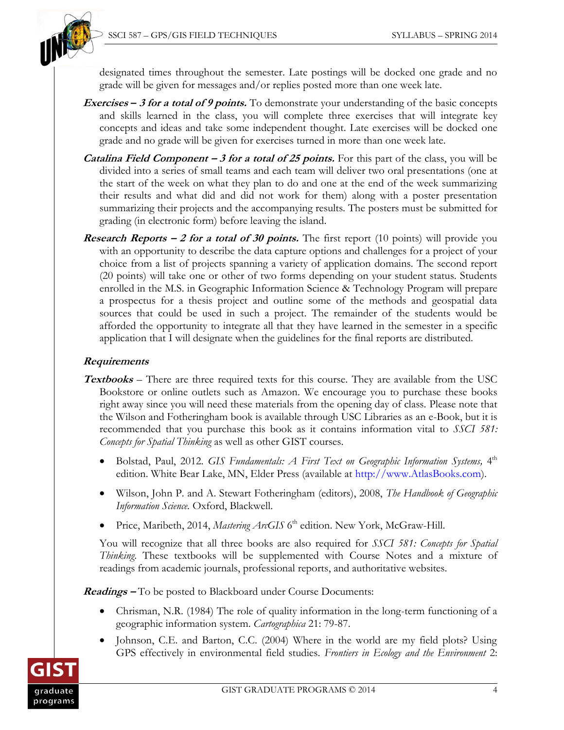designated times throughout the semester. Late postings will be docked one grade and no grade will be given for messages and/or replies posted more than one week late.

***Exercises – 3 for a total of 9 points.*** To demonstrate your understanding of the basic concepts and skills learned in the class, you will complete three exercises that will integrate key concepts and ideas and take some independent thought. Late exercises will be docked one grade and no grade will be given for exercises turned in more than one week late.

***Catalina Field Component – 3 for a total of 25 points.*** For this part of the class, you will be divided into a series of small teams and each team will deliver two oral presentations (one at the start of the week on what they plan to do and one at the end of the week summarizing their results and what did and did not work for them) along with a poster presentation summarizing their projects and the accompanying results. The posters must be submitted for grading (in electronic form) before leaving the island.

***Research Reports – 2 for a total of 30 points.*** The first report (10 points) will provide you with an opportunity to describe the data capture options and challenges for a project of your choice from a list of projects spanning a variety of application domains. The second report (20 points) will take one or other of two forms depending on your student status. Students enrolled in the M.S. in Geographic Information Science & Technology Program will prepare a prospectus for a thesis project and outline some of the methods and geospatial data sources that could be used in such a project. The remainder of the students would be afforded the opportunity to integrate all that they have learned in the semester in a specific application that I will designate when the guidelines for the final reports are distributed.

### *Requirements*

***Textbooks*** – There are three required texts for this course. They are available from the USC Bookstore or online outlets such as Amazon. We encourage you to purchase these books right away since you will need these materials from the opening day of class. Please note that the Wilson and Fotheringham book is available through USC Libraries as an e-Book, but it is recommended that you purchase this book as it contains information vital to *SSCI 581: Concepts for Spatial Thinking* as well as other GIST courses.

- Bolstad, Paul, 2012. *GIS Fundamentals: A First Text on Geographic Information Systems,* 4th edition. White Bear Lake, MN, Elder Press (available at http://www.AtlasBooks.com).
- Wilson, John P. and A. Stewart Fotheringham (editors), 2008, *The Handbook of Geographic Information Science.* Oxford, Blackwell.
- Price, Maribeth, 2014, *Mastering ArcGIS* 6th edition. New York, McGraw-Hill.

You will recognize that all three books are also required for *SSCI 581: Concepts for Spatial Thinking.* These textbooks will be supplemented with Course Notes and a mixture of readings from academic journals, professional reports, and authoritative websites.

***Readings –*** To be posted to Blackboard under Course Documents:

- Chrisman, N.R. (1984) The role of quality information in the long-term functioning of a geographic information system. *Cartographica* 21: 79-87.
- Johnson, C.E. and Barton, C.C. (2004) Where in the world are my field plots? Using GPS effectively in environmental field studies. *Frontiers in Ecology and the Environment* 2: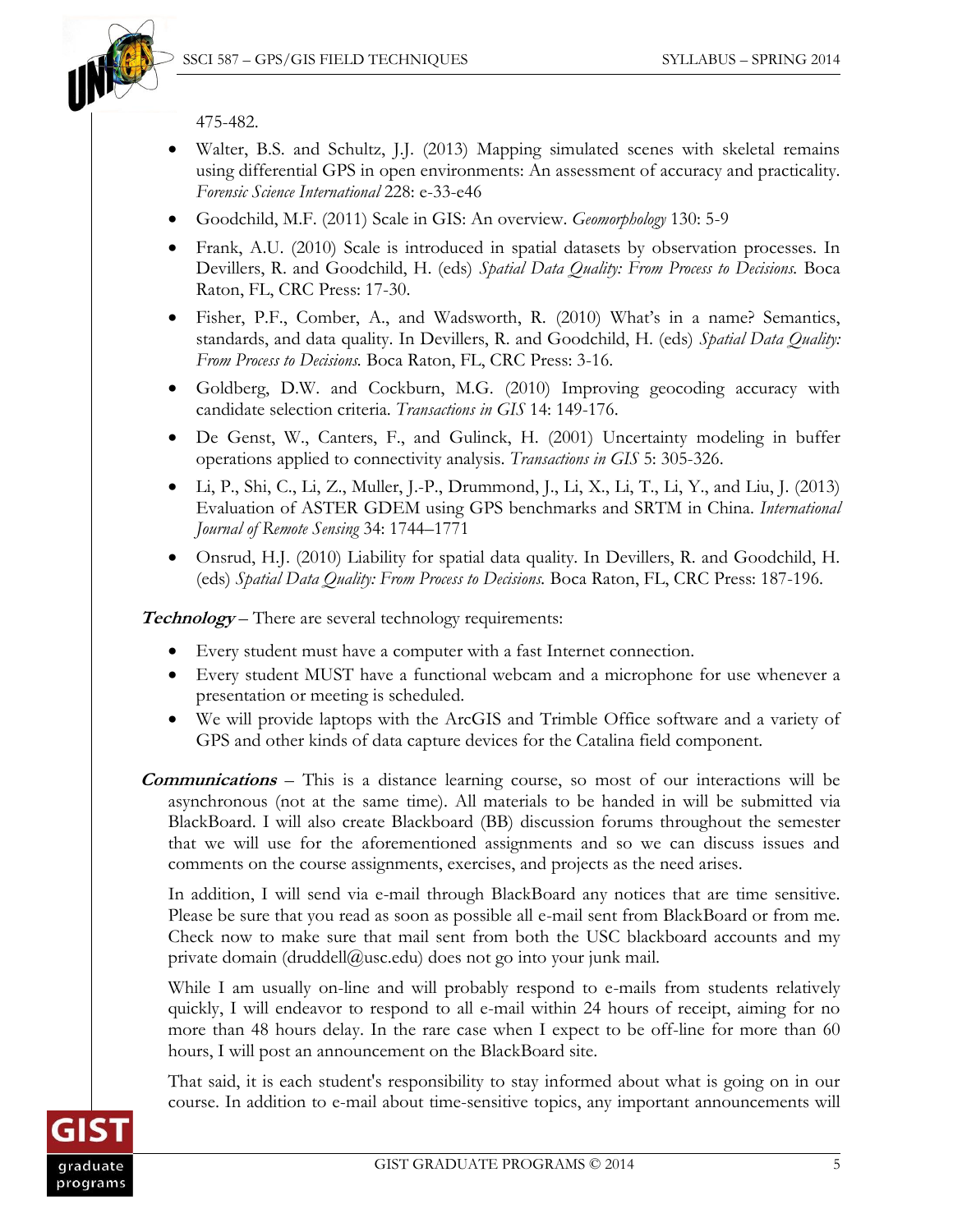475-482.

- Walter, B.S. and Schultz, J.J. (2013) Mapping simulated scenes with skeletal remains using differential GPS in open environments: An assessment of accuracy and practicality. *Forensic Science International* 228: e-33-e46
- Goodchild, M.F. (2011) Scale in GIS: An overview. *Geomorphology* 130: 5-9
- Frank, A.U. (2010) Scale is introduced in spatial datasets by observation processes. In Devillers, R. and Goodchild, H. (eds) *Spatial Data Quality: From Process to Decisions.* Boca Raton, FL, CRC Press: 17-30.
- Fisher, P.F., Comber, A., and Wadsworth, R. (2010) What's in a name? Semantics, standards, and data quality. In Devillers, R. and Goodchild, H. (eds) *Spatial Data Quality: From Process to Decisions.* Boca Raton, FL, CRC Press: 3-16.
- Goldberg, D.W. and Cockburn, M.G. (2010) Improving geocoding accuracy with candidate selection criteria. *Transactions in GIS* 14: 149-176.
- De Genst, W., Canters, F., and Gulinck, H. (2001) Uncertainty modeling in buffer operations applied to connectivity analysis. *Transactions in GIS* 5: 305-326.
- Li, P., Shi, C., Li, Z., Muller, J.-P., Drummond, J., Li, X., Li, T., Li, Y., and Liu, J. (2013) Evaluation of ASTER GDEM using GPS benchmarks and SRTM in China. *International Journal of Remote Sensing* 34: 1744–1771
- Onsrud, H.J. (2010) Liability for spatial data quality. In Devillers, R. and Goodchild, H. (eds) *Spatial Data Quality: From Process to Decisions.* Boca Raton, FL, CRC Press: 187-196.

***Technology*** – There are several technology requirements:

- Every student must have a computer with a fast Internet connection.
- Every student MUST have a functional webcam and a microphone for use whenever a presentation or meeting is scheduled.
- We will provide laptops with the ArcGIS and Trimble Office software and a variety of GPS and other kinds of data capture devices for the Catalina field component.

***Communications*** – This is a distance learning course, so most of our interactions will be asynchronous (not at the same time). All materials to be handed in will be submitted via BlackBoard. I will also create Blackboard (BB) discussion forums throughout the semester that we will use for the aforementioned assignments and so we can discuss issues and comments on the course assignments, exercises, and projects as the need arises.

In addition, I will send via e-mail through BlackBoard any notices that are time sensitive. Please be sure that you read as soon as possible all e-mail sent from BlackBoard or from me. Check now to make sure that mail sent from both the USC blackboard accounts and my private domain (druddell@usc.edu) does not go into your junk mail.

While I am usually on-line and will probably respond to e-mails from students relatively quickly, I will endeavor to respond to all e-mail within 24 hours of receipt, aiming for no more than 48 hours delay. In the rare case when I expect to be off-line for more than 60 hours, I will post an announcement on the BlackBoard site.

That said, it is each student's responsibility to stay informed about what is going on in our course. In addition to e-mail about time-sensitive topics, any important announcements will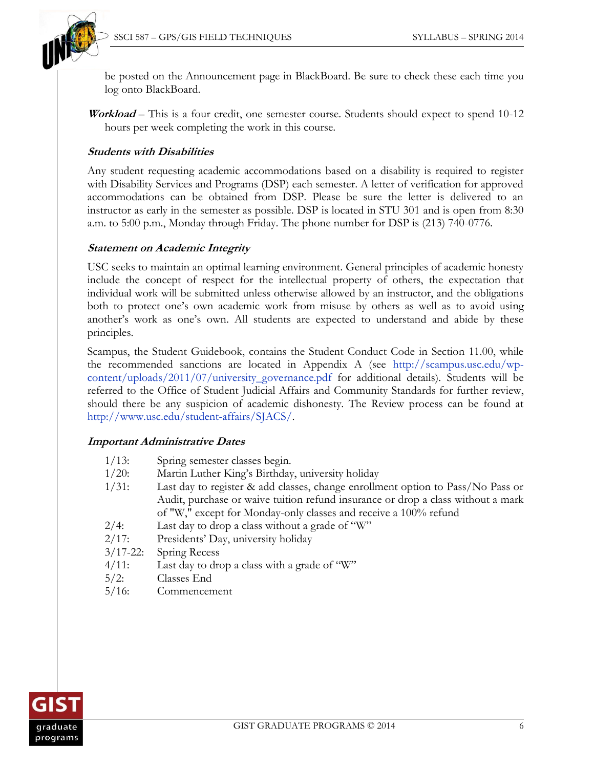be posted on the Announcement page in BlackBoard. Be sure to check these each time you log onto BlackBoard.

***Workload*** – This is a four credit, one semester course. Students should expect to spend 10-12 hours per week completing the work in this course.

### *Students with Disabilities*

Any student requesting academic accommodations based on a disability is required to register with Disability Services and Programs (DSP) each semester. A letter of verification for approved accommodations can be obtained from DSP. Please be sure the letter is delivered to an instructor as early in the semester as possible. DSP is located in STU 301 and is open from 8:30 a.m. to 5:00 p.m., Monday through Friday. The phone number for DSP is (213) 740-0776.

### *Statement on Academic Integrity*

USC seeks to maintain an optimal learning environment. General principles of academic honesty include the concept of respect for the intellectual property of others, the expectation that individual work will be submitted unless otherwise allowed by an instructor, and the obligations both to protect one's own academic work from misuse by others as well as to avoid using another's work as one's own. All students are expected to understand and abide by these principles.

Scampus, the Student Guidebook, contains the Student Conduct Code in Section 11.00, while the recommended sanctions are located in Appendix A (see http://scampus.usc.edu/wp-content/uploads/2011/07/university_governance.pdf for additional details). Students will be referred to the Office of Student Judicial Affairs and Community Standards for further review, should there be any suspicion of academic dishonesty. The Review process can be found at http://www.usc.edu/student-affairs/SJACS/.

### *Important Administrative Dates*

- 1/13: Spring semester classes begin.
- 1/20: Martin Luther King's Birthday, university holiday
- 1/31: Last day to register & add classes, change enrollment option to Pass/No Pass or Audit, purchase or waive tuition refund insurance or drop a class without a mark of "W," except for Monday-only classes and receive a 100% refund
- 2/4: Last day to drop a class without a grade of "W"
- 2/17: Presidents' Day, university holiday
- 3/17-22: Spring Recess
- 4/11: Last day to drop a class with a grade of "W"
- 5/2: Classes End
- 5/16: Commencement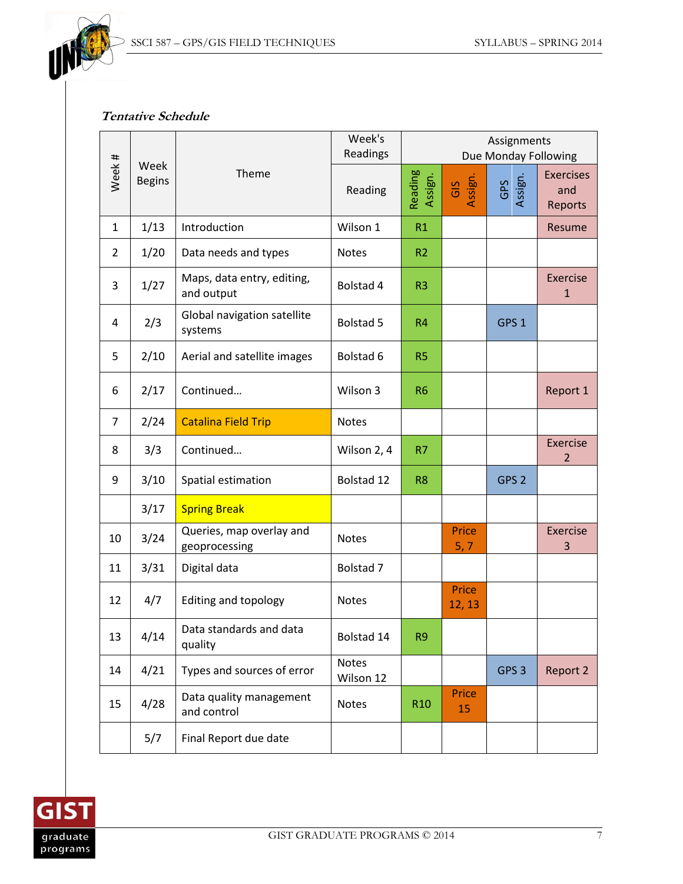### *Tentative Schedule*

| Week # | Week Begins | Theme | Week's Readings | Assignments Due Monday Following | | | |
|---|---|---|---|---|---|---|---|
| | | | Reading | Reading Assign. | GIS Assign. | GPS Assign. | Exercises and Reports |
| 1 | 1/13 | Introduction | Wilson 1 | R1 | | | Resume |
| 2 | 1/20 | Data needs and types | Notes | R2 | | | |
| 3 | 1/27 | Maps, data entry, editing, and output | Bolstad 4 | R3 | | | Exercise 1 |
| 4 | 2/3 | Global navigation satellite systems | Bolstad 5 | R4 | | GPS 1 | |
| 5 | 2/10 | Aerial and satellite images | Bolstad 6 | R5 | | | |
| 6 | 2/17 | Continued… | Wilson 3 | R6 | | | Report 1 |
| 7 | 2/24 | Catalina Field Trip | Notes | | | | |
| 8 | 3/3 | Continued… | Wilson 2, 4 | R7 | | | Exercise 2 |
| 9 | 3/10 | Spatial estimation | Bolstad 12 | R8 | | GPS 2 | |
| | 3/17 | Spring Break | | | | | |
| 10 | 3/24 | Queries, map overlay and geoprocessing | Notes | | Price 5, 7 | | Exercise 3 |
| 11 | 3/31 | Digital data | Bolstad 7 | | | | |
| 12 | 4/7 | Editing and topology | Notes | | Price 12, 13 | | |
| 13 | 4/14 | Data standards and data quality | Bolstad 14 | R9 | | | |
| 14 | 4/21 | Types and sources of error | Notes Wilson 12 | | | GPS 3 | Report 2 |
| 15 | 4/28 | Data quality management and control | Notes | R10 | Price 15 | | |
| | 5/7 | Final Report due date | | | | | |